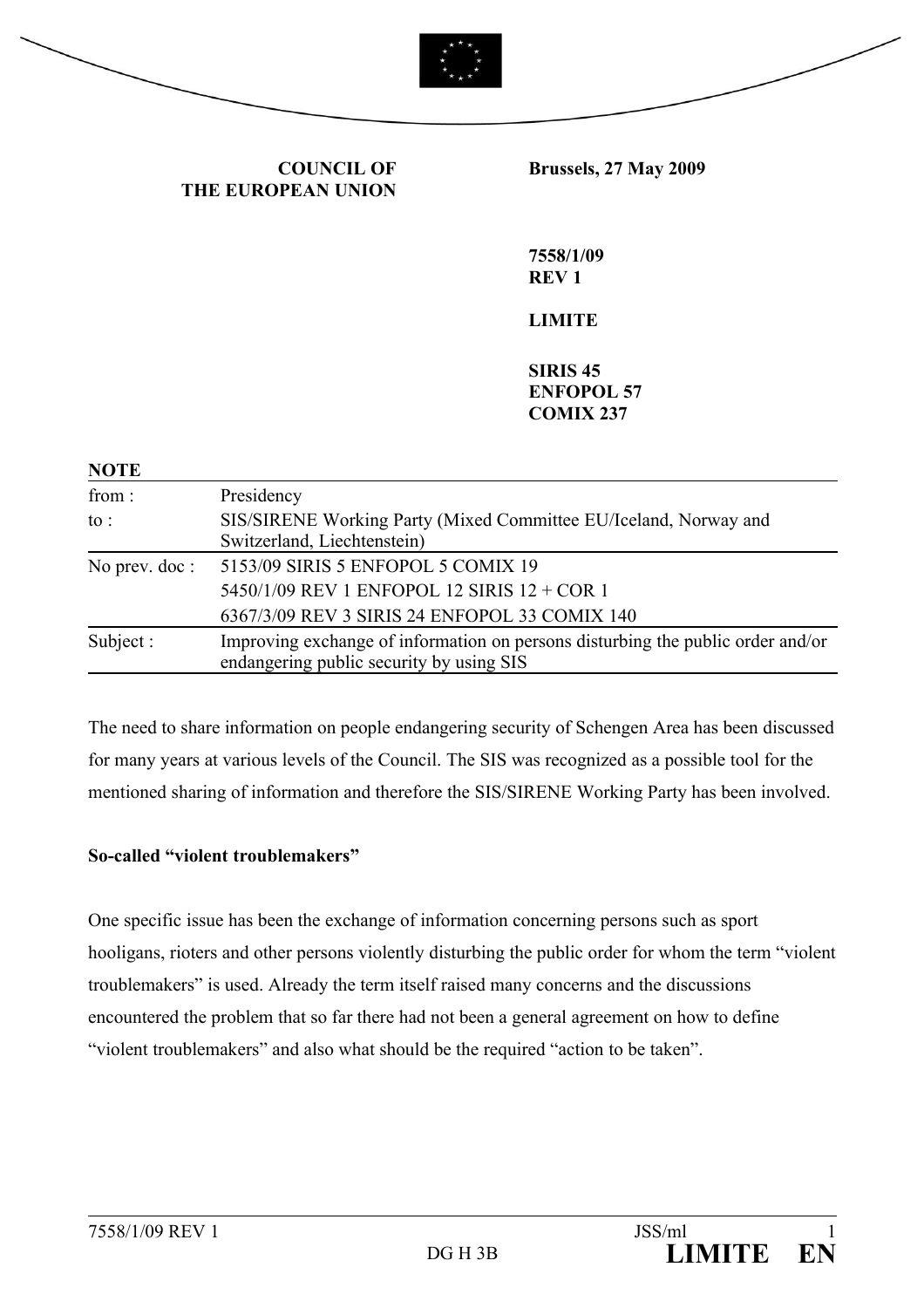**COUNCIL OF THE EUROPEAN UNION**

**Brussels, 27 May 2009**

**7558/1/09**
**REV 1**

**LIMITE**

**SIRIS 45**
**ENFOPOL 57**
**COMIX 237**

**NOTE**

| | |
|---|---|
| from : | Presidency |
| to : | SIS/SIRENE Working Party (Mixed Committee EU/Iceland, Norway and Switzerland, Liechtenstein) |
| No prev. doc : | 5153/09 SIRIS 5 ENFOPOL 5 COMIX 19<br>5450/1/09 REV 1 ENFOPOL 12 SIRIS 12 + COR 1<br>6367/3/09 REV 3 SIRIS 24 ENFOPOL 33 COMIX 140 |
| Subject : | Improving exchange of information on persons disturbing the public order and/or endangering public security by using SIS |

The need to share information on people endangering security of Schengen Area has been discussed for many years at various levels of the Council. The SIS was recognized as a possible tool for the mentioned sharing of information and therefore the SIS/SIRENE Working Party has been involved.

**So-called "violent troublemakers"**

One specific issue has been the exchange of information concerning persons such as sport hooligans, rioters and other persons violently disturbing the public order for whom the term "violent troublemakers" is used. Already the term itself raised many concerns and the discussions encountered the problem that so far there had not been a general agreement on how to define "violent troublemakers" and also what should be the required "action to be taken".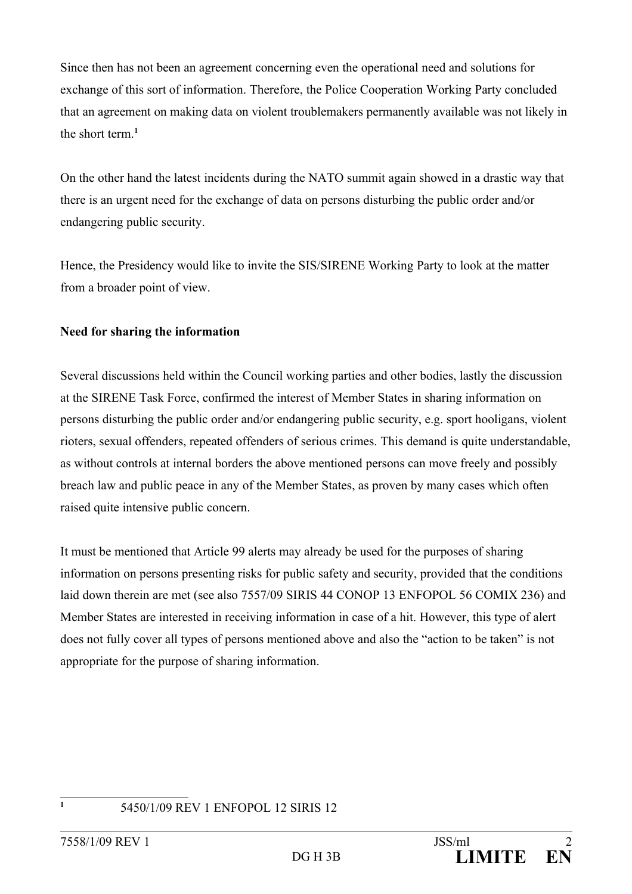Since then has not been an agreement concerning even the operational need and solutions for exchange of this sort of information. Therefore, the Police Cooperation Working Party concluded that an agreement on making data on violent troublemakers permanently available was not likely in the short term.[1]

On the other hand the latest incidents during the NATO summit again showed in a drastic way that there is an urgent need for the exchange of data on persons disturbing the public order and/or endangering public security.

Hence, the Presidency would like to invite the SIS/SIRENE Working Party to look at the matter from a broader point of view.

**Need for sharing the information**

Several discussions held within the Council working parties and other bodies, lastly the discussion at the SIRENE Task Force, confirmed the interest of Member States in sharing information on persons disturbing the public order and/or endangering public security, e.g. sport hooligans, violent rioters, sexual offenders, repeated offenders of serious crimes. This demand is quite understandable, as without controls at internal borders the above mentioned persons can move freely and possibly breach law and public peace in any of the Member States, as proven by many cases which often raised quite intensive public concern.

It must be mentioned that Article 99 alerts may already be used for the purposes of sharing information on persons presenting risks for public safety and security, provided that the conditions laid down therein are met (see also 7557/09 SIRIS 44 CONOP 13 ENFOPOL 56 COMIX 236) and Member States are interested in receiving information in case of a hit. However, this type of alert does not fully cover all types of persons mentioned above and also the "action to be taken" is not appropriate for the purpose of sharing information.

[1] 5450/1/09 REV 1 ENFOPOL 12 SIRIS 12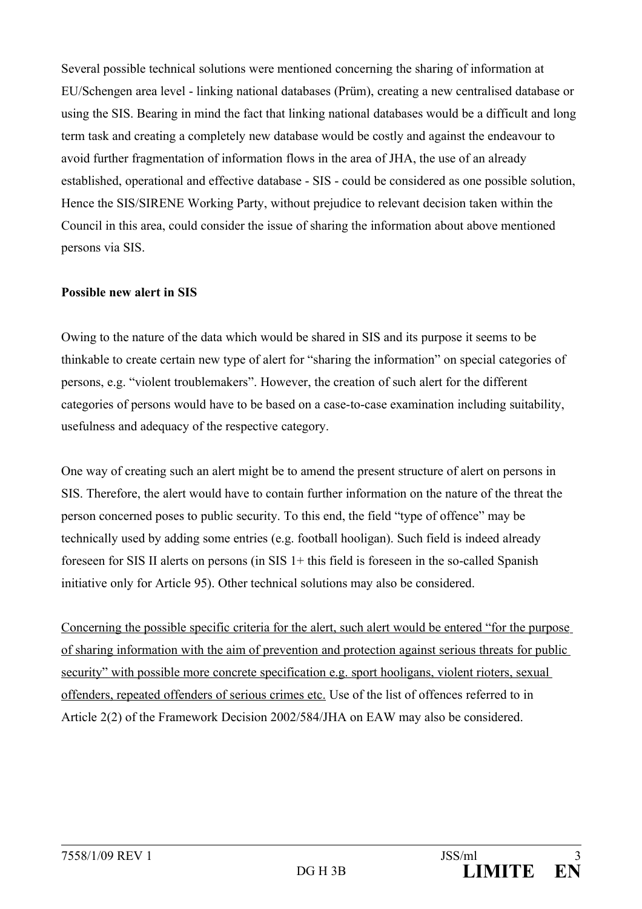Several possible technical solutions were mentioned concerning the sharing of information at EU/Schengen area level - linking national databases (Prüm), creating a new centralised database or using the SIS. Bearing in mind the fact that linking national databases would be a difficult and long term task and creating a completely new database would be costly and against the endeavour to avoid further fragmentation of information flows in the area of JHA, the use of an already established, operational and effective database - SIS - could be considered as one possible solution, Hence the SIS/SIRENE Working Party, without prejudice to relevant decision taken within the Council in this area, could consider the issue of sharing the information about above mentioned persons via SIS.

**Possible new alert in SIS**

Owing to the nature of the data which would be shared in SIS and its purpose it seems to be thinkable to create certain new type of alert for "sharing the information" on special categories of persons, e.g. "violent troublemakers". However, the creation of such alert for the different categories of persons would have to be based on a case-to-case examination including suitability, usefulness and adequacy of the respective category.

One way of creating such an alert might be to amend the present structure of alert on persons in SIS. Therefore, the alert would have to contain further information on the nature of the threat the person concerned poses to public security. To this end, the field "type of offence" may be technically used by adding some entries (e.g. football hooligan). Such field is indeed already foreseen for SIS II alerts on persons (in SIS 1+ this field is foreseen in the so-called Spanish initiative only for Article 95). Other technical solutions may also be considered.

<u>Concerning the possible specific criteria for the alert, such alert would be entered "for the purpose of sharing information with the aim of prevention and protection against serious threats for public security" with possible more concrete specification e.g. sport hooligans, violent rioters, sexual offenders, repeated offenders of serious crimes etc.</u> Use of the list of offences referred to in Article 2(2) of the Framework Decision 2002/584/JHA on EAW may also be considered.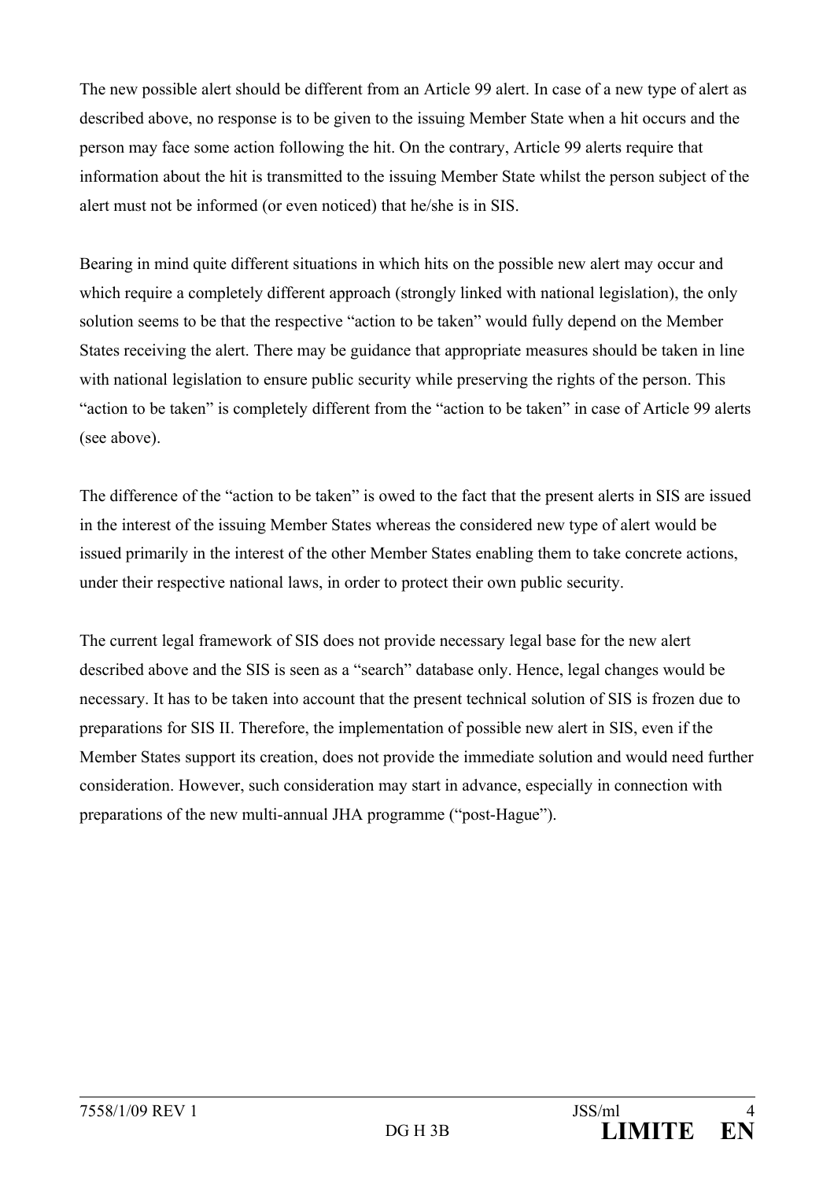The new possible alert should be different from an Article 99 alert. In case of a new type of alert as described above, no response is to be given to the issuing Member State when a hit occurs and the person may face some action following the hit. On the contrary, Article 99 alerts require that information about the hit is transmitted to the issuing Member State whilst the person subject of the alert must not be informed (or even noticed) that he/she is in SIS.

Bearing in mind quite different situations in which hits on the possible new alert may occur and which require a completely different approach (strongly linked with national legislation), the only solution seems to be that the respective "action to be taken" would fully depend on the Member States receiving the alert. There may be guidance that appropriate measures should be taken in line with national legislation to ensure public security while preserving the rights of the person. This "action to be taken" is completely different from the "action to be taken" in case of Article 99 alerts (see above).

The difference of the "action to be taken" is owed to the fact that the present alerts in SIS are issued in the interest of the issuing Member States whereas the considered new type of alert would be issued primarily in the interest of the other Member States enabling them to take concrete actions, under their respective national laws, in order to protect their own public security.

The current legal framework of SIS does not provide necessary legal base for the new alert described above and the SIS is seen as a "search" database only. Hence, legal changes would be necessary. It has to be taken into account that the present technical solution of SIS is frozen due to preparations for SIS II. Therefore, the implementation of possible new alert in SIS, even if the Member States support its creation, does not provide the immediate solution and would need further consideration. However, such consideration may start in advance, especially in connection with preparations of the new multi-annual JHA programme ("post-Hague").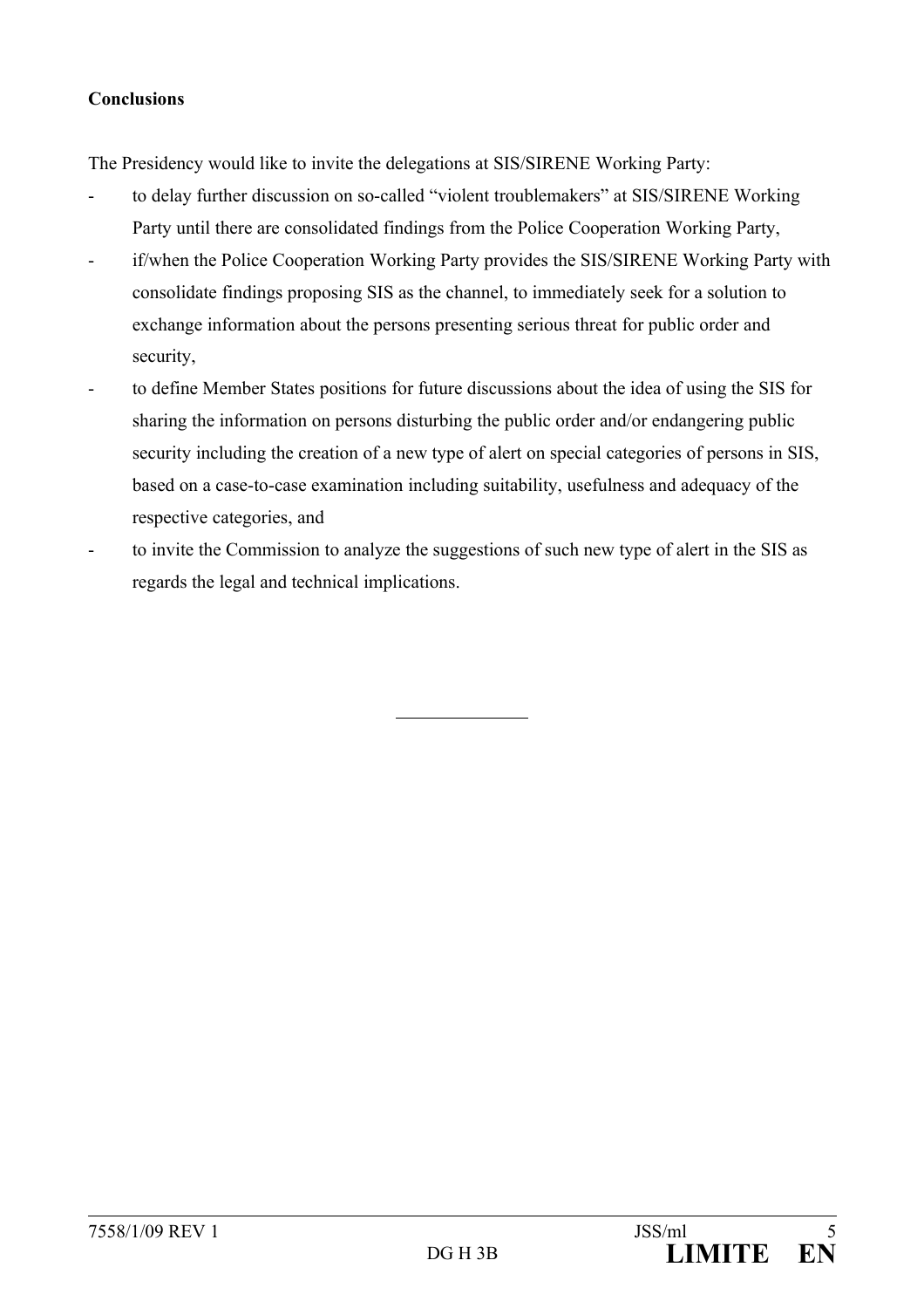**Conclusions**

The Presidency would like to invite the delegations at SIS/SIRENE Working Party:

- to delay further discussion on so-called “violent troublemakers” at SIS/SIRENE Working Party until there are consolidated findings from the Police Cooperation Working Party,
- if/when the Police Cooperation Working Party provides the SIS/SIRENE Working Party with consolidate findings proposing SIS as the channel, to immediately seek for a solution to exchange information about the persons presenting serious threat for public order and security,
- to define Member States positions for future discussions about the idea of using the SIS for sharing the information on persons disturbing the public order and/or endangering public security including the creation of a new type of alert on special categories of persons in SIS, based on a case-to-case examination including suitability, usefulness and adequacy of the respective categories, and
- to invite the Commission to analyze the suggestions of such new type of alert in the SIS as regards the legal and technical implications.